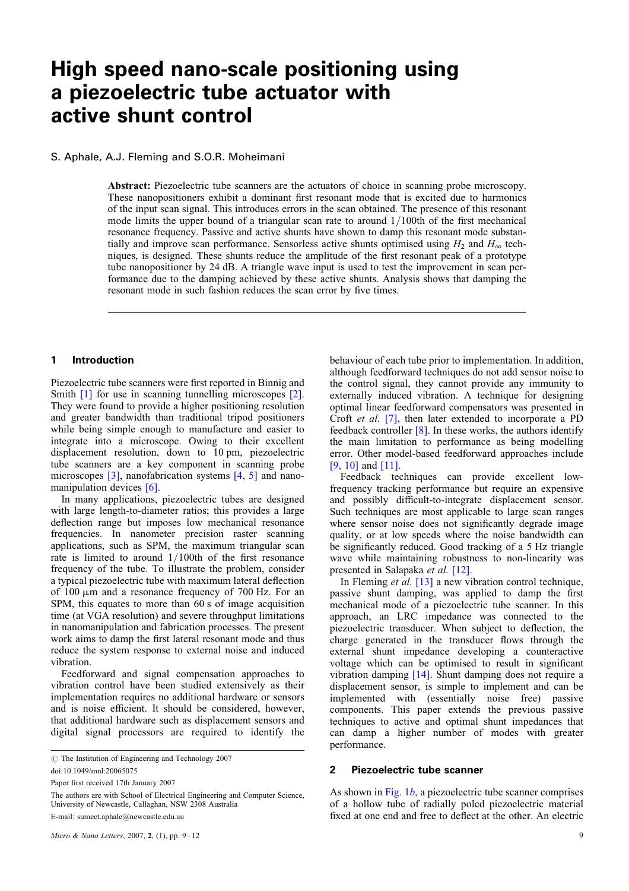# High speed nano-scale positioning using a piezoelectric tube actuator with active shunt control

S. Aphale, A.J. Fleming and S.O.R. Moheimani

**Abstract:** Piezoelectric tube scanners are the actuators of choice in scanning probe microscopy. These nanopositioners exhibit a dominant first resonant mode that is excited due to harmonics of the input scan signal. This introduces errors in the scan obtained. The presence of this resonant mode limits the upper bound of a triangular scan rate to around $1/100$th of the first mechanical resonance frequency. Passive and active shunts have shown to damp this resonant mode substantially and improve scan performance. Sensorless active shunts optimised using $H_2$ and $H_\infty$ techniques, is designed. These shunts reduce the amplitude of the first resonant peak of a prototype tube nanopositioner by 24 dB. A triangle wave input is used to test the improvement in scan performance due to the damping achieved by these active shunts. Analysis shows that damping the resonant mode in such fashion reduces the scan error by five times.

## 1 Introduction

Piezoelectric tube scanners were first reported in Binnig and Smith [1] for use in scanning tunnelling microscopes [2]. They were found to provide a higher positioning resolution and greater bandwidth than traditional tripod positioners while being simple enough to manufacture and easier to integrate into a microscope. Owing to their excellent displacement resolution, down to 10 pm, piezoelectric tube scanners are a key component in scanning probe microscopes [3], nanofabrication systems [4, 5] and nanomanipulation devices [6].

In many applications, piezoelectric tubes are designed with large length-to-diameter ratios; this provides a large deflection range but imposes low mechanical resonance frequencies. In nanometer precision raster scanning applications, such as SPM, the maximum triangular scan rate is limited to around $1/100$th of the first resonance frequency of the tube. To illustrate the problem, consider a typical piezoelectric tube with maximum lateral deflection of 100 μm and a resonance frequency of 700 Hz. For an SPM, this equates to more than 60 s of image acquisition time (at VGA resolution) and severe throughput limitations in nanomanipulation and fabrication processes. The present work aims to damp the first lateral resonant mode and thus reduce the system response to external noise and induced vibration.

Feedforward and signal compensation approaches to vibration control have been studied extensively as their implementation requires no additional hardware or sensors and is noise efficient. It should be considered, however, that additional hardware such as displacement sensors and digital signal processors are required to identify the behaviour of each tube prior to implementation. In addition, although feedforward techniques do not add sensor noise to the control signal, they cannot provide any immunity to externally induced vibration. A technique for designing optimal linear feedforward compensators was presented in Croft *et al.* [7], then later extended to incorporate a PD feedback controller [8]. In these works, the authors identify the main limitation to performance as being modelling error. Other model-based feedforward approaches include [9, 10] and [11].

Feedback techniques can provide excellent low-frequency tracking performance but require an expensive and possibly difficult-to-integrate displacement sensor. Such techniques are most applicable to large scan ranges where sensor noise does not significantly degrade image quality, or at low speeds where the noise bandwidth can be significantly reduced. Good tracking of a 5 Hz triangle wave while maintaining robustness to non-linearity was presented in Salapaka *et al.* [12].

In Fleming *et al.* [13] a new vibration control technique, passive shunt damping, was applied to damp the first mechanical mode of a piezoelectric tube scanner. In this approach, an LRC impedance was connected to the piezoelectric transducer. When subject to deflection, the charge generated in the transducer flows through the external shunt impedance developing a counteractive voltage which can be optimised to result in significant vibration damping [14]. Shunt damping does not require a displacement sensor, is simple to implement and can be implemented with (essentially noise free) passive components. This paper extends the previous passive techniques to active and optimal shunt impedances that can damp a higher number of modes with greater performance.

## 2 Piezoelectric tube scanner

As shown in Fig. 1*b*, a piezoelectric tube scanner comprises of a hollow tube of radially poled piezoelectric material fixed at one end and free to deflect at the other. An electric

© The Institution of Engineering and Technology 2007

doi:10.1049/mnl:20065075

Paper first received 17th January 2007

The authors are with School of Electrical Engineering and Computer Science, University of Newcastle, Callaghan, NSW 2308 Australia

E-mail: sumeet.aphale@newcastle.edu.au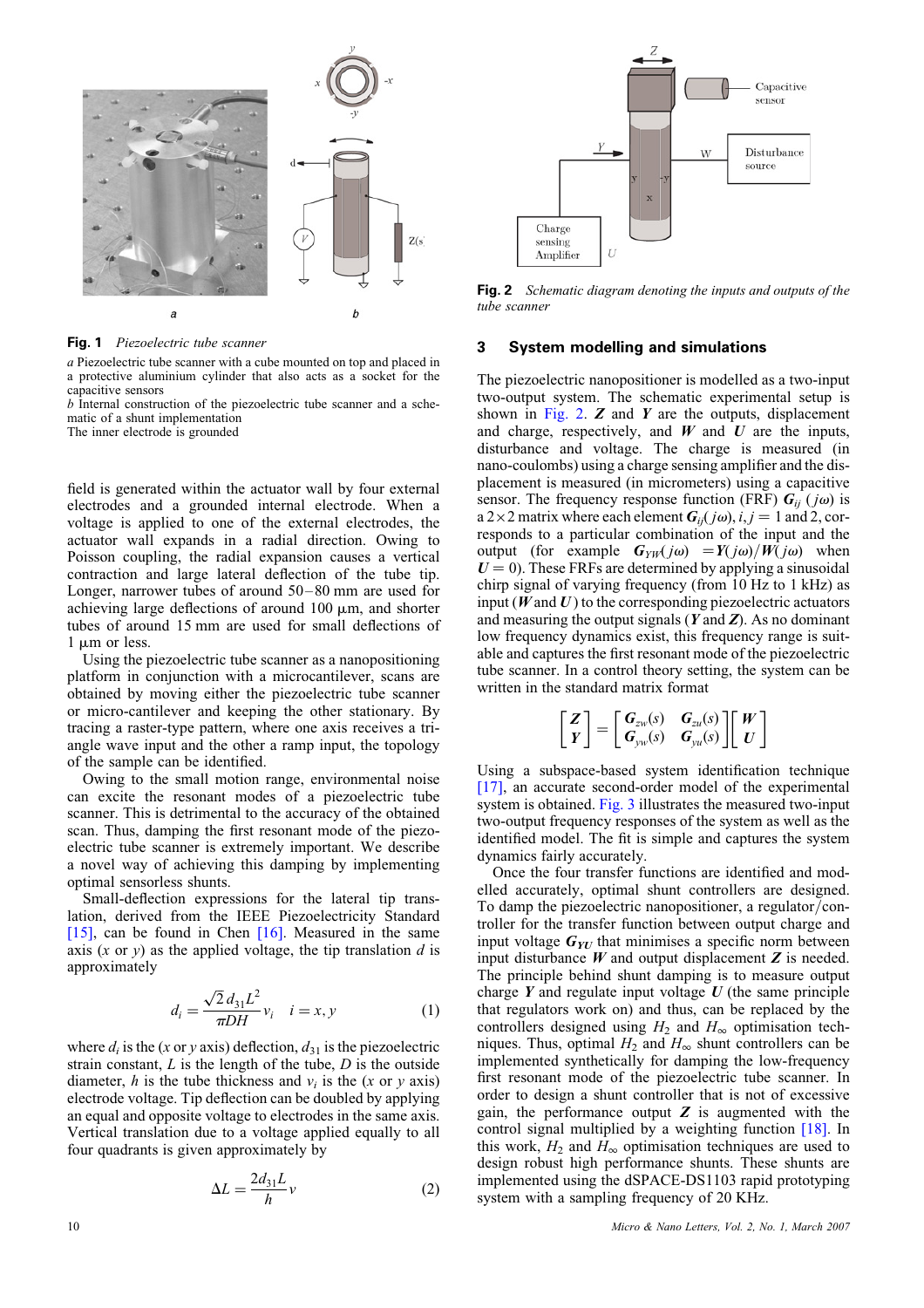a

b

**Fig. 1** *Piezoelectric tube scanner*

*a* Piezoelectric tube scanner with a cube mounted on top and placed in a protective aluminium cylinder that also acts as a socket for the capacitive sensors
*b* Internal construction of the piezoelectric tube scanner and a schematic of a shunt implementation
The inner electrode is grounded

field is generated within the actuator wall by four external electrodes and a grounded internal electrode. When a voltage is applied to one of the external electrodes, the actuator wall expands in a radial direction. Owing to Poisson coupling, the radial expansion causes a vertical contraction and large lateral deflection of the tube tip. Longer, narrower tubes of around 50–80 mm are used for achieving large deflections of around 100 μm, and shorter tubes of around 15 mm are used for small deflections of 1 μm or less.

Using the piezoelectric tube scanner as a nanopositioning platform in conjunction with a microcantilever, scans are obtained by moving either the piezoelectric tube scanner or micro-cantilever and keeping the other stationary. By tracing a raster-type pattern, where one axis receives a triangle wave input and the other a ramp input, the topology of the sample can be identified.

Owing to the small motion range, environmental noise can excite the resonant modes of a piezoelectric tube scanner. This is detrimental to the accuracy of the obtained scan. Thus, damping the first resonant mode of the piezoelectric tube scanner is extremely important. We describe a novel way of achieving this damping by implementing optimal sensorless shunts.

Small-deflection expressions for the lateral tip translation, derived from the IEEE Piezoelectricity Standard [15], can be found in Chen [16]. Measured in the same axis ($x$ or $y$) as the applied voltage, the tip translation $d$ is approximately

$$d_i = \frac{\sqrt{2}\, d_{31} L^2}{\pi D H} v_i \quad i = x, y \tag{1}$$

where $d_i$ is the ($x$ or $y$ axis) deflection, $d_{31}$ is the piezoelectric strain constant, $L$ is the length of the tube, $D$ is the outside diameter, $h$ is the tube thickness and $v_i$ is the ($x$ or $y$ axis) electrode voltage. Tip deflection can be doubled by applying an equal and opposite voltage to electrodes in the same axis. Vertical translation due to a voltage applied equally to all four quadrants is given approximately by

$$\Delta L = \frac{2 d_{31} L}{h} v \tag{2}$$

**Fig. 2** *Schematic diagram denoting the inputs and outputs of the tube scanner*

## 3 System modelling and simulations

The piezoelectric nanopositioner is modelled as a two-input two-output system. The schematic experimental setup is shown in Fig. 2. $\boldsymbol{Z}$ and $\boldsymbol{Y}$ are the outputs, displacement and charge, respectively, and $\boldsymbol{W}$ and $\boldsymbol{U}$ are the inputs, disturbance and voltage. The charge is measured (in nano-coulombs) using a charge sensing amplifier and the displacement is measured (in micrometers) using a capacitive sensor. The frequency response function (FRF) $\boldsymbol{G}_{ij}(j\omega)$ is a $2\times 2$ matrix where each element $\boldsymbol{G}_{ij}(j\omega), i, j = 1$ and 2, corresponds to a particular combination of the input and the output (for example $\boldsymbol{G}_{YW}(j\omega) = \boldsymbol{Y}(j\omega)/\boldsymbol{W}(j\omega)$ when $\boldsymbol{U} = 0$). These FRFs are determined by applying a sinusoidal chirp signal of varying frequency (from 10 Hz to 1 kHz) as input ($\boldsymbol{W}$ and $\boldsymbol{U}$) to the corresponding piezoelectric actuators and measuring the output signals ($\boldsymbol{Y}$ and $\boldsymbol{Z}$). As no dominant low frequency dynamics exist, this frequency range is suitable and captures the first resonant mode of the piezoelectric tube scanner. In a control theory setting, the system can be written in the standard matrix format

$$\begin{bmatrix} \boldsymbol{Z} \\ \boldsymbol{Y} \end{bmatrix} = \begin{bmatrix} \boldsymbol{G}_{zw}(s) & \boldsymbol{G}_{zu}(s) \\ \boldsymbol{G}_{yw}(s) & \boldsymbol{G}_{yu}(s) \end{bmatrix} \begin{bmatrix} \boldsymbol{W} \\ \boldsymbol{U} \end{bmatrix}$$

Using a subspace-based system identification technique [17], an accurate second-order model of the experimental system is obtained. Fig. 3 illustrates the measured two-input two-output frequency responses of the system as well as the identified model. The fit is simple and captures the system dynamics fairly accurately.

Once the four transfer functions are identified and modelled accurately, optimal shunt controllers are designed. To damp the piezoelectric nanopositioner, a regulator/controller for the transfer function between output charge and input voltage $\boldsymbol{G}_{YU}$ that minimises a specific norm between input disturbance $\boldsymbol{W}$ and output displacement $\boldsymbol{Z}$ is needed. The principle behind shunt damping is to measure output charge $\boldsymbol{Y}$ and regulate input voltage $\boldsymbol{U}$ (the same principle that regulators work on) and thus, can be replaced by the controllers designed using $H_2$ and $H_\infty$ optimisation techniques. Thus, optimal $H_2$ and $H_\infty$ shunt controllers can be implemented synthetically for damping the low-frequency first resonant mode of the piezoelectric tube scanner. In order to design a shunt controller that is not of excessive gain, the performance output $\boldsymbol{Z}$ is augmented with the control signal multiplied by a weighting function [18]. In this work, $H_2$ and $H_\infty$ optimisation techniques are used to design robust high performance shunts. These shunts are implemented using the dSPACE-DS1103 rapid prototyping system with a sampling frequency of 20 KHz.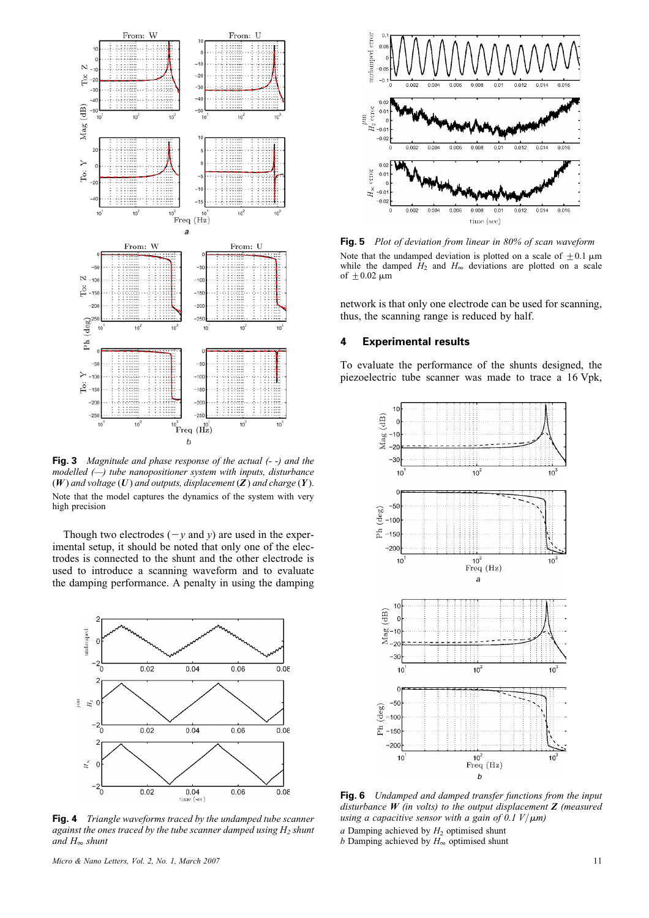**Fig. 3** *Magnitude and phase response of the actual (- -) and the modelled (—) tube nanopositioner system with inputs, disturbance (**W**) and voltage (**U**) and outputs, displacement (**Z**) and charge (**Y**).*
Note that the model captures the dynamics of the system with very high precision

Though two electrodes ($-y$ and $y$) are used in the experimental setup, it should be noted that only one of the electrodes is connected to the shunt and the other electrode is used to introduce a scanning waveform and to evaluate the damping performance. A penalty in using the damping network is that only one electrode can be used for scanning, thus, the scanning range is reduced by half.

**Fig. 4** *Triangle waveforms traced by the undamped tube scanner against the ones traced by the tube scanner damped using $H_2$ shunt and $H_\infty$ shunt*

**Fig. 5** *Plot of deviation from linear in 80% of scan waveform*
Note that the undamped deviation is plotted on a scale of $\pm 0.1$ μm while the damped $H_2$ and $H_\infty$ deviations are plotted on a scale of $\pm 0.02$ μm

## 4 Experimental results

To evaluate the performance of the shunts designed, the piezoelectric tube scanner was made to trace a 16 Vpk,

**Fig. 6** *Undamped and damped transfer functions from the input disturbance **W** (in volts) to the output displacement **Z** (measured using a capacitive sensor with a gain of 0.1 V/μm)*
*a* Damping achieved by $H_2$ optimised shunt
*b* Damping achieved by $H_\infty$ optimised shunt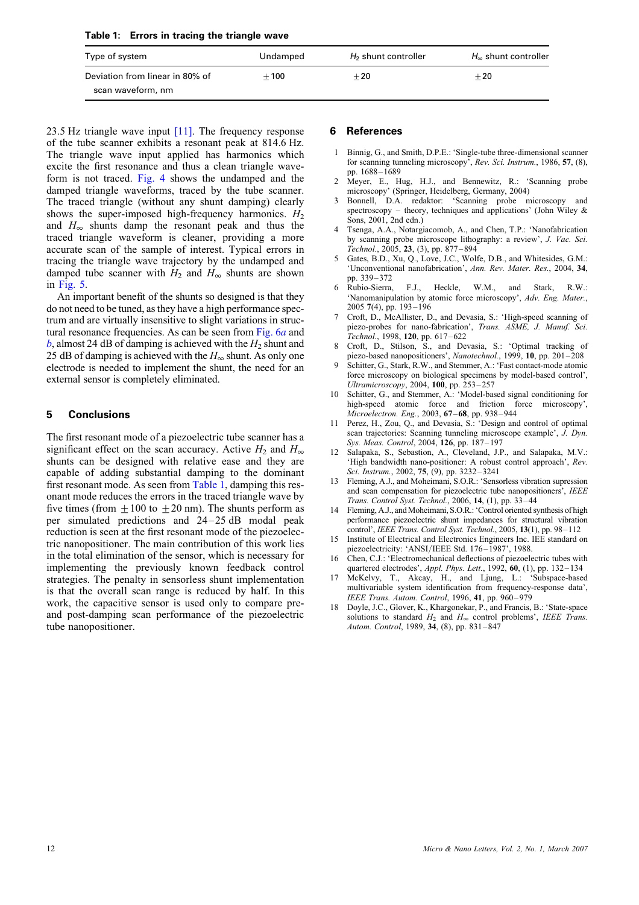**Table 1: Errors in tracing the triangle wave**

| Type of system | Undamped | $H_2$ shunt controller | $H_\infty$ shunt controller |
|---|---|---|---|
| Deviation from linear in 80% of scan waveform, nm | $\pm 100$ | $\pm 20$ | $\pm 20$ |

23.5 Hz triangle wave input [11]. The frequency response of the tube scanner exhibits a resonant peak at 814.6 Hz. The triangle wave input applied has harmonics which excite the first resonance and thus a clean triangle waveform is not traced. Fig. 4 shows the undamped and the damped triangle waveforms, traced by the tube scanner. The traced triangle (without any shunt damping) clearly shows the super-imposed high-frequency harmonics. $H_2$ and $H_\infty$ shunts damp the resonant peak and thus the traced triangle waveform is cleaner, providing a more accurate scan of the sample of interest. Typical errors in tracing the triangle wave trajectory by the undamped and damped tube scanner with $H_2$ and $H_\infty$ shunts are shown in Fig. 5.

An important benefit of the shunts so designed is that they do not need to be tuned, as they have a high performance spectrum and are virtually insensitive to slight variations in structural resonance frequencies. As can be seen from Fig. 6*a* and *b*, almost 24 dB of damping is achieved with the $H_2$ shunt and 25 dB of damping is achieved with the $H_\infty$ shunt. As only one electrode is needed to implement the shunt, the need for an external sensor is completely eliminated.

## 5 Conclusions

The first resonant mode of a piezoelectric tube scanner has a significant effect on the scan accuracy. Active $H_2$ and $H_\infty$ shunts can be designed with relative ease and they are capable of adding substantial damping to the dominant first resonant mode. As seen from Table 1, damping this resonant mode reduces the errors in the traced triangle wave by five times (from $\pm 100$ to $\pm 20$ nm). The shunts perform as per simulated predictions and 24–25 dB modal peak reduction is seen at the first resonant mode of the piezoelectric nanopositioner. The main contribution of this work lies in the total elimination of the sensor, which is necessary for implementing the previously known feedback control strategies. The penalty in sensorless shunt implementation is that the overall scan range is reduced by half. In this work, the capacitive sensor is used only to compare pre- and post-damping scan performance of the piezoelectric tube nanopositioner.

## 6 References

1 Binnig, G., and Smith, D.P.E.: 'Single-tube three-dimensional scanner for scanning tunneling microscopy', *Rev. Sci. Instrum.*, 1986, **57**, (8), pp. 1688–1689

2 Meyer, E., Hug, H.J., and Bennewitz, R.: 'Scanning probe microscopy' (Springer, Heidelberg, Germany, 2004)

3 Bonnell, D.A. redaktor: 'Scanning probe microscopy and spectroscopy – theory, techniques and applications' (John Wiley & Sons, 2001, 2nd edn.)

4 Tsenga, A.A., Notargiacomob, A., and Chen, T.P.: 'Nanofabrication by scanning probe microscope lithography: a review', *J. Vac. Sci. Technol.*, 2005, **23**, (3), pp. 877–894

5 Gates, B.D., Xu, Q., Love, J.C., Wolfe, D.B., and Whitesides, G.M.: 'Unconventional nanofabrication', *Ann. Rev. Mater. Res.*, 2004, **34**, pp. 339–372

6 Rubio-Sierra, F.J., Heckle, W.M., and Stark, R.W.: 'Nanomanipulation by atomic force microscopy', *Adv. Eng. Mater.*, 2005 **7**(4), pp. 193–196

7 Croft, D., McAllister, D., and Devasia, S.: 'High-speed scanning of piezo-probes for nano-fabrication', *Trans. ASME, J. Manuf. Sci. Technol.*, 1998, **120**, pp. 617–622

8 Croft, D., Stilson, S., and Devasia, S.: 'Optimal tracking of piezo-based nanopositioners', *Nanotechnol.*, 1999, **10**, pp. 201–208

9 Schitter, G., Stark, R.W., and Stemmer, A.: 'Fast contact-mode atomic force microscopy on biological specimens by model-based control', *Ultramicroscopy*, 2004, **100**, pp. 253–257

10 Schitter, G., and Stemmer, A.: 'Model-based signal conditioning for high-speed atomic force and friction force microscopy', *Microelectron. Eng.*, 2003, **67–68**, pp. 938–944

11 Perez, H., Zou, Q., and Devasia, S.: 'Design and control of optimal scan trajectories: Scanning tunneling microscope example', *J. Dyn. Sys. Meas. Control*, 2004, **126**, pp. 187–197

12 Salapaka, S., Sebastion, A., Cleveland, J.P., and Salapaka, M.V.: 'High bandwidth nano-positioner: A robust control approach', *Rev. Sci. Instrum.*, 2002, **75**, (9), pp. 3232–3241

13 Fleming, A.J., and Moheimani, S.O.R.: 'Sensorless vibration supression and scan compensation for piezoelectric tube nanopositioners', *IEEE Trans. Control Syst. Technol.*, 2006, **14**, (1), pp. 33–44

14 Fleming, A.J., and Moheimani, S.O.R.: 'Control oriented synthesis of high performance piezoelectric shunt impedances for structural vibration control', *IEEE Trans. Control Syst. Technol.*, 2005, **13**(1), pp. 98–112

15 Institute of Electrical and Electronics Engineers Inc. IEEE standard on piezoelectricity: 'ANSI/IEEE Std. 176–1987', 1988.

16 Chen, C.J.: 'Electromechanical deflections of piezoelectric tubes with quartered electrodes', *Appl. Phys. Lett.*, 1992, **60**, (1), pp. 132–134

17 McKelvy, T., Akcay, H., and Ljung, L.: 'Subspace-based multivariable system identification from frequency-response data', *IEEE Trans. Autom. Control*, 1996, **41**, pp. 960–979

18 Doyle, J.C., Glover, K., Khargonekar, P., and Francis, B.: 'State-space solutions to standard $H_2$ and $H_\infty$ control problems', *IEEE Trans. Autom. Control*, 1989, **34**, (8), pp. 831–847